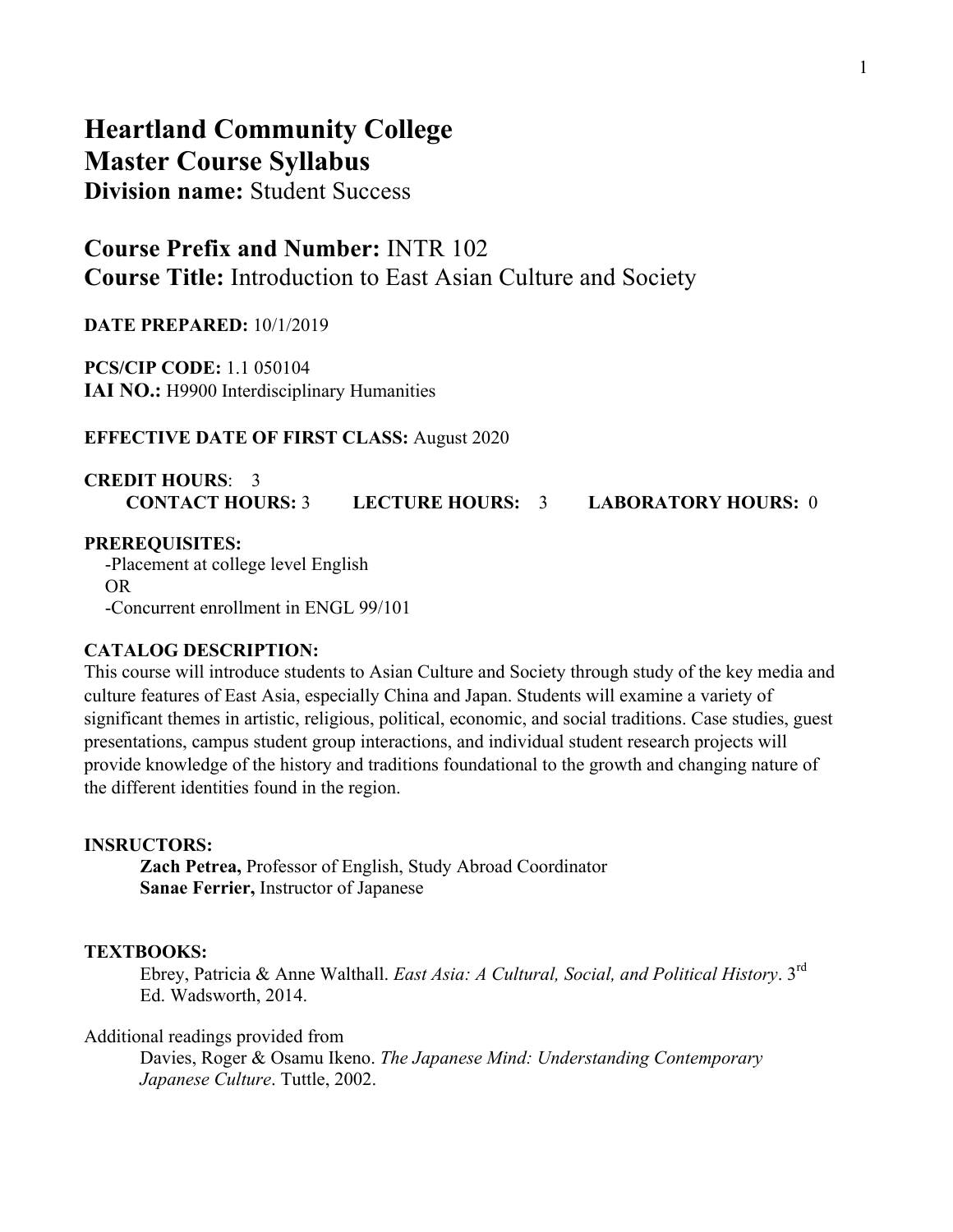# Heartland Community College
# Master Course Syllabus
**Division name:** Student Success

## Course Prefix and Number: INTR 102
## Course Title: Introduction to East Asian Culture and Society

**DATE PREPARED:** 10/1/2019

**PCS/CIP CODE:** 1.1 050104
**IAI NO.:** H9900 Interdisciplinary Humanities

**EFFECTIVE DATE OF FIRST CLASS:** August 2020

**CREDIT HOURS**: 3
**CONTACT HOURS:** 3 **LECTURE HOURS:** 3 **LABORATORY HOURS:** 0

**PREREQUISITES:**
-Placement at college level English
OR
-Concurrent enrollment in ENGL 99/101

**CATALOG DESCRIPTION:**
This course will introduce students to Asian Culture and Society through study of the key media and culture features of East Asia, especially China and Japan. Students will examine a variety of significant themes in artistic, religious, political, economic, and social traditions. Case studies, guest presentations, campus student group interactions, and individual student research projects will provide knowledge of the history and traditions foundational to the growth and changing nature of the different identities found in the region.

**INSRUCTORS:**
**Zach Petrea,** Professor of English, Study Abroad Coordinator
**Sanae Ferrier,** Instructor of Japanese

**TEXTBOOKS:**
Ebrey, Patricia & Anne Walthall. *East Asia: A Cultural, Social, and Political History*. 3rd Ed. Wadsworth, 2014.

Additional readings provided from
Davies, Roger & Osamu Ikeno. *The Japanese Mind: Understanding Contemporary Japanese Culture*. Tuttle, 2002.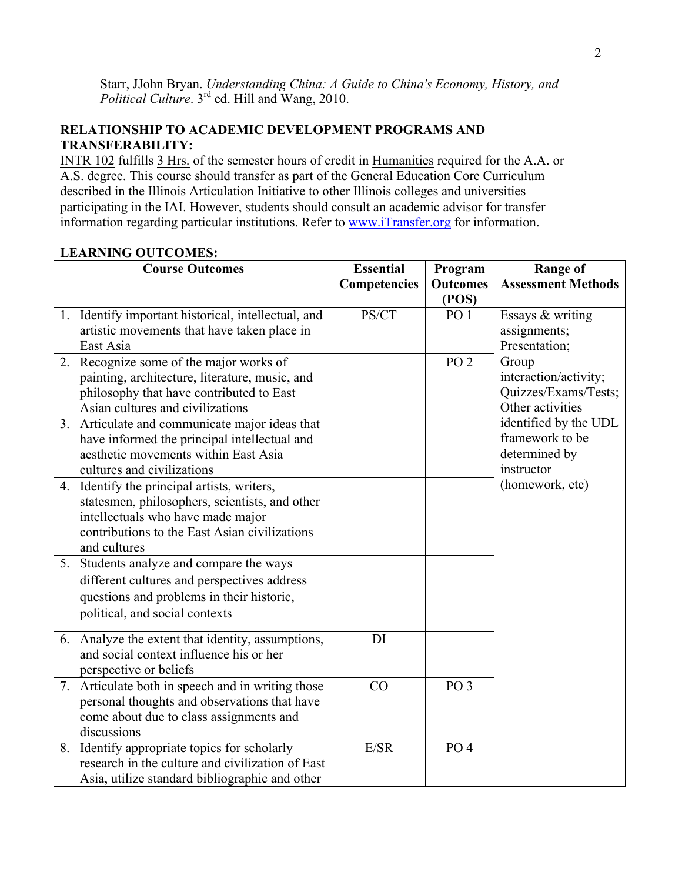Starr, JJohn Bryan. *Understanding China: A Guide to China's Economy, History, and Political Culture*. 3rd ed. Hill and Wang, 2010.

**RELATIONSHIP TO ACADEMIC DEVELOPMENT PROGRAMS AND TRANSFERABILITY:**

INTR 102 fulfills 3 Hrs. of the semester hours of credit in Humanities required for the A.A. or A.S. degree. This course should transfer as part of the General Education Core Curriculum described in the Illinois Articulation Initiative to other Illinois colleges and universities participating in the IAI. However, students should consult an academic advisor for transfer information regarding particular institutions. Refer to www.iTransfer.org for information.

**LEARNING OUTCOMES:**

| Course Outcomes | Essential Competencies | Program Outcomes (POS) | Range of Assessment Methods |
|---|---|---|---|
| 1. Identify important historical, intellectual, and artistic movements that have taken place in East Asia | PS/CT | PO 1 | Essays & writing assignments; Presentation; Group interaction/activity; Quizzes/Exams/Tests; Other activities identified by the UDL framework to be determined by instructor (homework, etc) |
| 2. Recognize some of the major works of painting, architecture, literature, music, and philosophy that have contributed to East Asian cultures and civilizations | | PO 2 | |
| 3. Articulate and communicate major ideas that have informed the principal intellectual and aesthetic movements within East Asia cultures and civilizations | | | |
| 4. Identify the principal artists, writers, statesmen, philosophers, scientists, and other intellectuals who have made major contributions to the East Asian civilizations and cultures | | | |
| 5. Students analyze and compare the ways different cultures and perspectives address questions and problems in their historic, political, and social contexts | | | |
| 6. Analyze the extent that identity, assumptions, and social context influence his or her perspective or beliefs | DI | | |
| 7. Articulate both in speech and in writing those personal thoughts and observations that have come about due to class assignments and discussions | CO | PO 3 | |
| 8. Identify appropriate topics for scholarly research in the culture and civilization of East Asia, utilize standard bibliographic and other | E/SR | PO 4 | |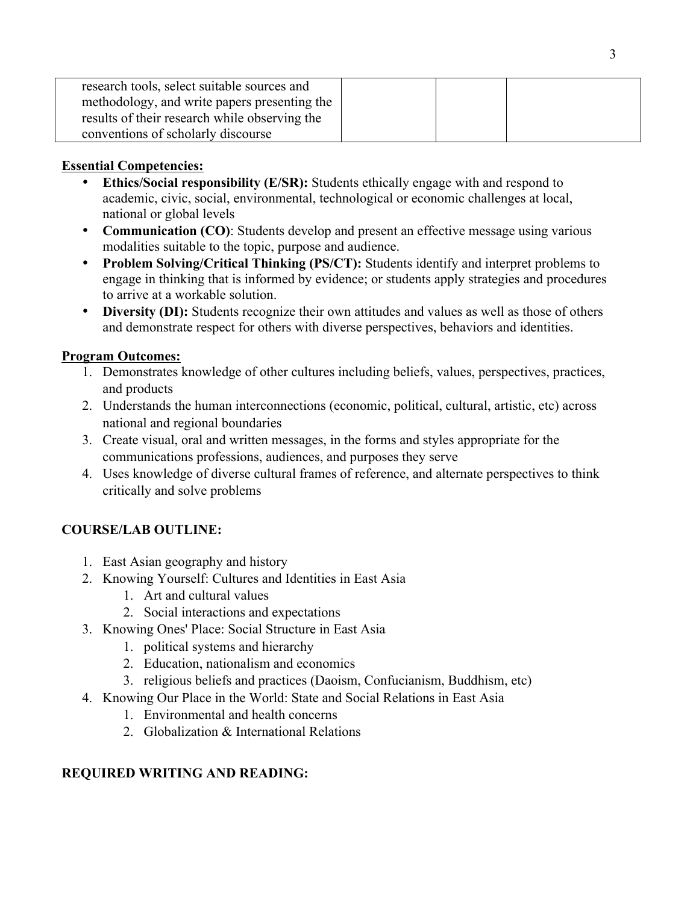| research tools, select suitable sources and methodology, and write papers presenting the results of their research while observing the conventions of scholarly discourse | | | |
|---|---|---|---|

**Essential Competencies:**

- **Ethics/Social responsibility (E/SR):** Students ethically engage with and respond to academic, civic, social, environmental, technological or economic challenges at local, national or global levels
- **Communication (CO)**: Students develop and present an effective message using various modalities suitable to the topic, purpose and audience.
- **Problem Solving/Critical Thinking (PS/CT):** Students identify and interpret problems to engage in thinking that is informed by evidence; or students apply strategies and procedures to arrive at a workable solution.
- **Diversity (DI):** Students recognize their own attitudes and values as well as those of others and demonstrate respect for others with diverse perspectives, behaviors and identities.

**Program Outcomes:**

1. Demonstrates knowledge of other cultures including beliefs, values, perspectives, practices, and products
2. Understands the human interconnections (economic, political, cultural, artistic, etc) across national and regional boundaries
3. Create visual, oral and written messages, in the forms and styles appropriate for the communications professions, audiences, and purposes they serve
4. Uses knowledge of diverse cultural frames of reference, and alternate perspectives to think critically and solve problems

**COURSE/LAB OUTLINE:**

1. East Asian geography and history
2. Knowing Yourself: Cultures and Identities in East Asia
   1. Art and cultural values
   2. Social interactions and expectations
3. Knowing Ones' Place: Social Structure in East Asia
   1. political systems and hierarchy
   2. Education, nationalism and economics
   3. religious beliefs and practices (Daoism, Confucianism, Buddhism, etc)
4. Knowing Our Place in the World: State and Social Relations in East Asia
   1. Environmental and health concerns
   2. Globalization & International Relations

**REQUIRED WRITING AND READING:**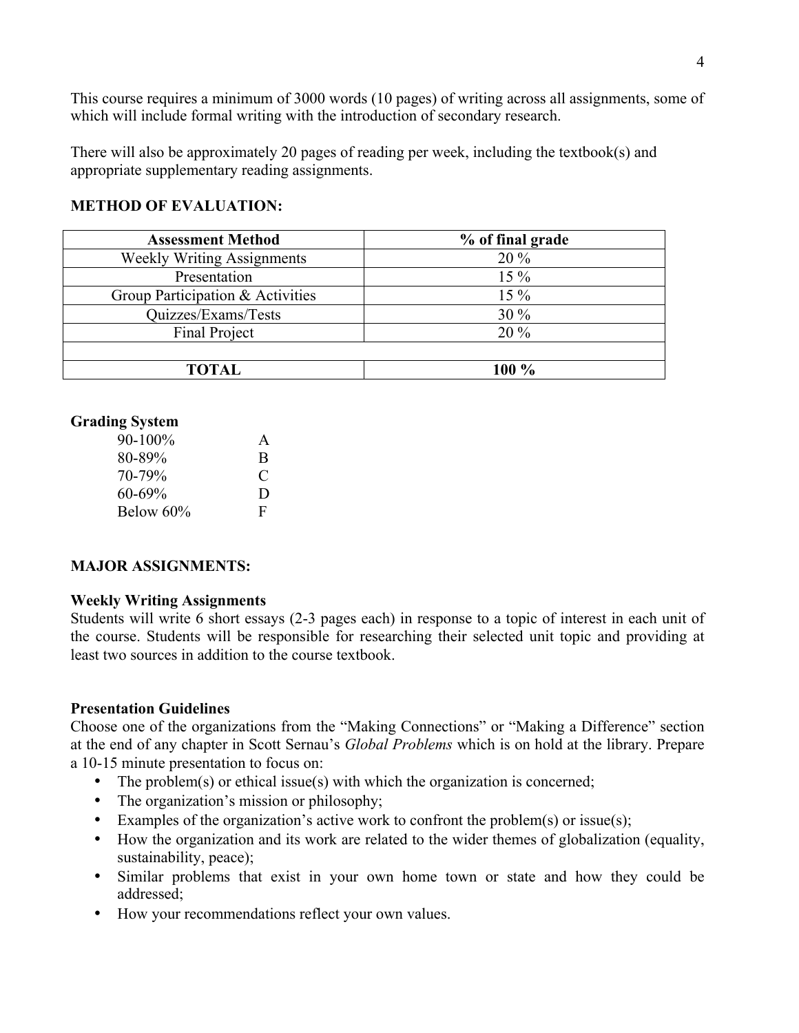This course requires a minimum of 3000 words (10 pages) of writing across all assignments, some of which will include formal writing with the introduction of secondary research.

There will also be approximately 20 pages of reading per week, including the textbook(s) and appropriate supplementary reading assignments.

**METHOD OF EVALUATION:**

| Assessment Method | % of final grade |
| --- | --- |
| Weekly Writing Assignments | 20 % |
| Presentation | 15 % |
| Group Participation & Activities | 15 % |
| Quizzes/Exams/Tests | 30 % |
| Final Project | 20 % |
| | |
| **TOTAL** | **100 %** |

**Grading System**

| | |
| --- | --- |
| 90-100% | A |
| 80-89% | B |
| 70-79% | C |
| 60-69% | D |
| Below 60% | F |

**MAJOR ASSIGNMENTS:**

**Weekly Writing Assignments**

Students will write 6 short essays (2-3 pages each) in response to a topic of interest in each unit of the course. Students will be responsible for researching their selected unit topic and providing at least two sources in addition to the course textbook.

**Presentation Guidelines**

Choose one of the organizations from the "Making Connections" or "Making a Difference" section at the end of any chapter in Scott Sernau's *Global Problems* which is on hold at the library. Prepare a 10-15 minute presentation to focus on:

- The problem(s) or ethical issue(s) with which the organization is concerned;
- The organization's mission or philosophy;
- Examples of the organization's active work to confront the problem(s) or issue(s);
- How the organization and its work are related to the wider themes of globalization (equality, sustainability, peace);
- Similar problems that exist in your own home town or state and how they could be addressed;
- How your recommendations reflect your own values.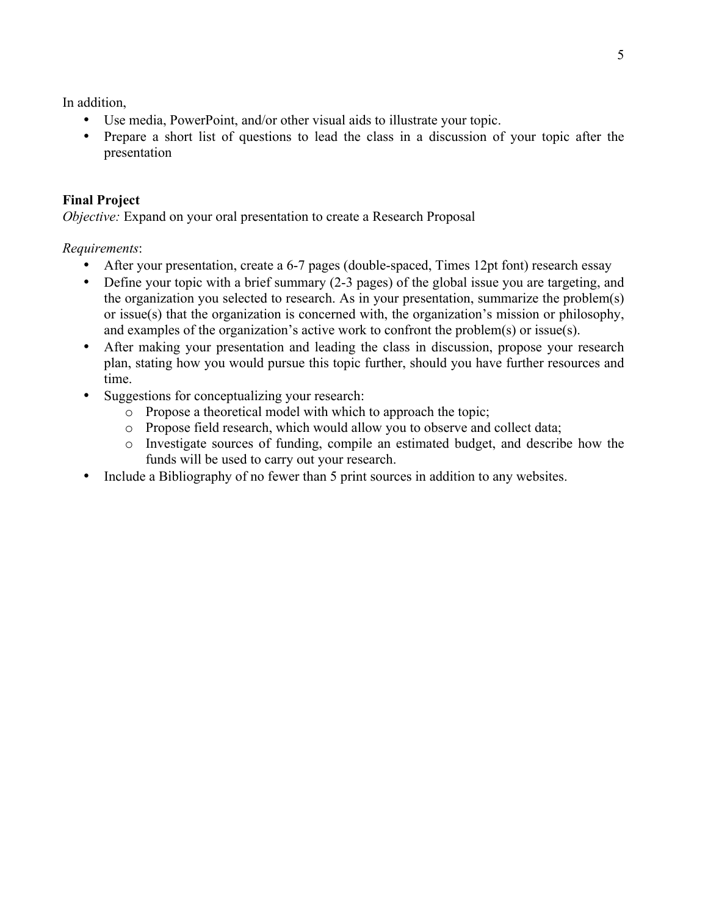In addition,

- Use media, PowerPoint, and/or other visual aids to illustrate your topic.
- Prepare a short list of questions to lead the class in a discussion of your topic after the presentation

**Final Project**

*Objective:* Expand on your oral presentation to create a Research Proposal

*Requirements*:

- After your presentation, create a 6-7 pages (double-spaced, Times 12pt font) research essay
- Define your topic with a brief summary (2-3 pages) of the global issue you are targeting, and the organization you selected to research. As in your presentation, summarize the problem(s) or issue(s) that the organization is concerned with, the organization's mission or philosophy, and examples of the organization's active work to confront the problem(s) or issue(s).
- After making your presentation and leading the class in discussion, propose your research plan, stating how you would pursue this topic further, should you have further resources and time.
- Suggestions for conceptualizing your research:
  - Propose a theoretical model with which to approach the topic;
  - Propose field research, which would allow you to observe and collect data;
  - Investigate sources of funding, compile an estimated budget, and describe how the funds will be used to carry out your research.
- Include a Bibliography of no fewer than 5 print sources in addition to any websites.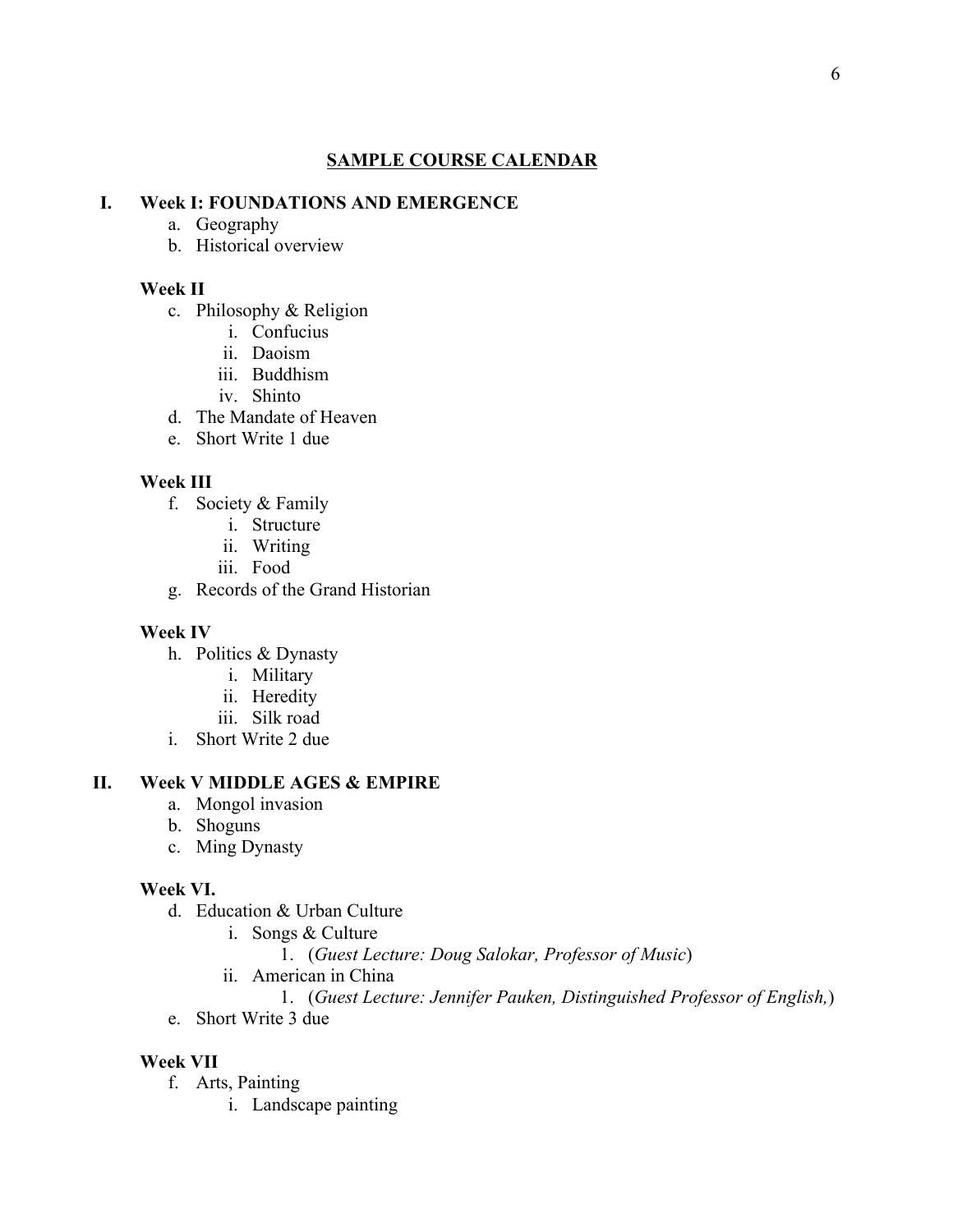## SAMPLE COURSE CALENDAR

**I. Week I: FOUNDATIONS AND EMERGENCE**

a. Geography
b. Historical overview

**Week II**

c. Philosophy & Religion
   i. Confucius
   ii. Daoism
   iii. Buddhism
   iv. Shinto
d. The Mandate of Heaven
e. Short Write 1 due

**Week III**

f. Society & Family
   i. Structure
   ii. Writing
   iii. Food
g. Records of the Grand Historian

**Week IV**

h. Politics & Dynasty
   i. Military
   ii. Heredity
   iii. Silk road
i. Short Write 2 due

**II. Week V MIDDLE AGES & EMPIRE**

a. Mongol invasion
b. Shoguns
c. Ming Dynasty

**Week VI.**

d. Education & Urban Culture
   i. Songs & Culture
      1. (*Guest Lecture: Doug Salokar, Professor of Music*)
   ii. American in China
      1. (*Guest Lecture: Jennifer Pauken, Distinguished Professor of English,*)
e. Short Write 3 due

**Week VII**

f. Arts, Painting
   i. Landscape painting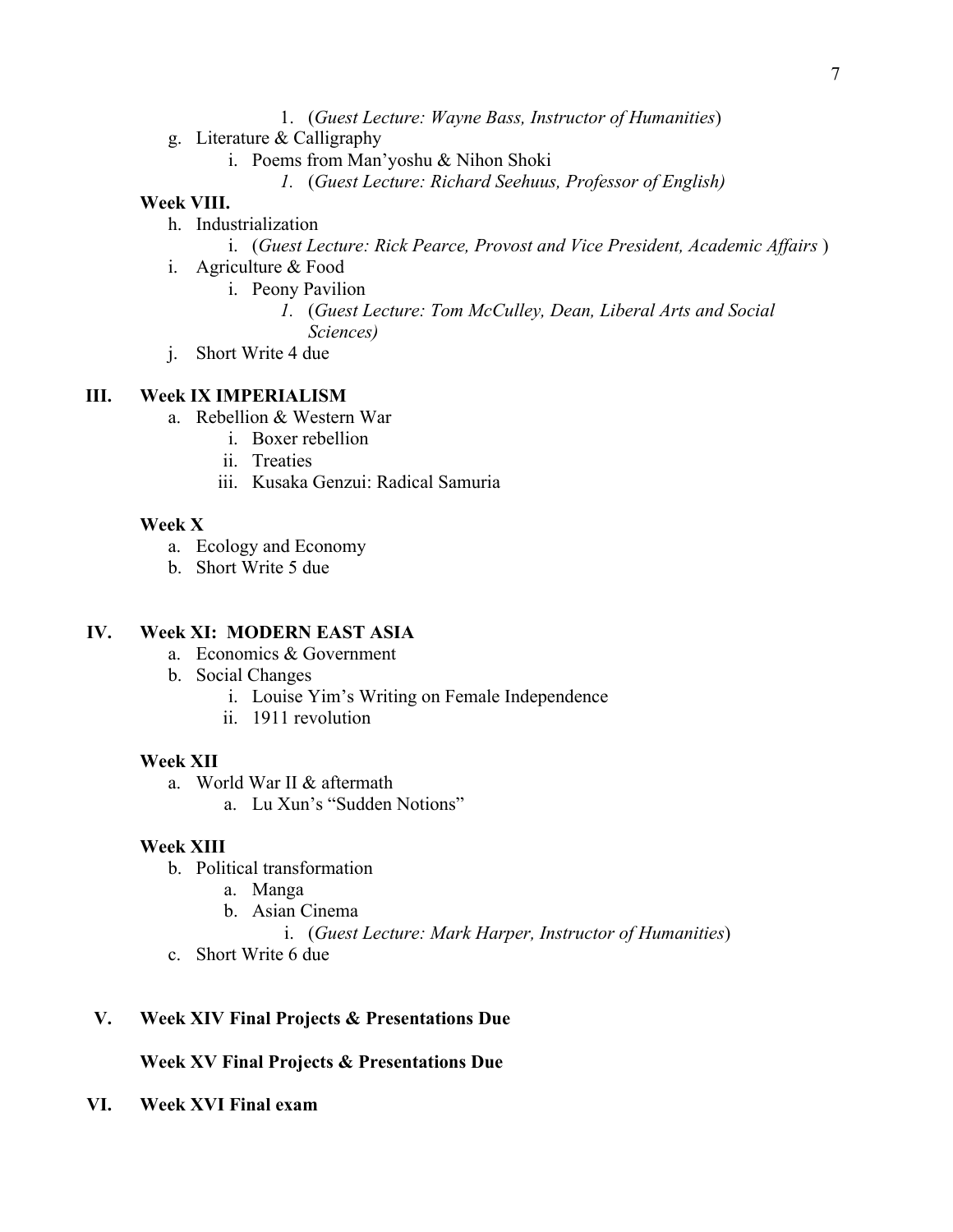1. (*Guest Lecture: Wayne Bass, Instructor of Humanities*)
    - g. Literature & Calligraphy
        - i. Poems from Man'yoshu & Nihon Shoki
            1. (*Guest Lecture: Richard Seehuus, Professor of English)*

**Week VIII.**

- h. Industrialization
    - i. (*Guest Lecture: Rick Pearce, Provost and Vice President, Academic Affairs* )
- i. Agriculture & Food
    - i. Peony Pavilion
        1. (*Guest Lecture: Tom McCulley, Dean, Liberal Arts and Social Sciences)*
- j. Short Write 4 due

**III. Week IX IMPERIALISM**

- a. Rebellion & Western War
    - i. Boxer rebellion
    - ii. Treaties
    - iii. Kusaka Genzui: Radical Samuria

**Week X**

- a. Ecology and Economy
- b. Short Write 5 due

**IV. Week XI: MODERN EAST ASIA**

- a. Economics & Government
- b. Social Changes
    - i. Louise Yim's Writing on Female Independence
    - ii. 1911 revolution

**Week XII**

- a. World War II & aftermath
    - a. Lu Xun's "Sudden Notions"

**Week XIII**

- b. Political transformation
    - a. Manga
    - b. Asian Cinema
        - i. (*Guest Lecture: Mark Harper, Instructor of Humanities*)
- c. Short Write 6 due

**V. Week XIV Final Projects & Presentations Due**

**Week XV Final Projects & Presentations Due**

**VI. Week XVI Final exam**